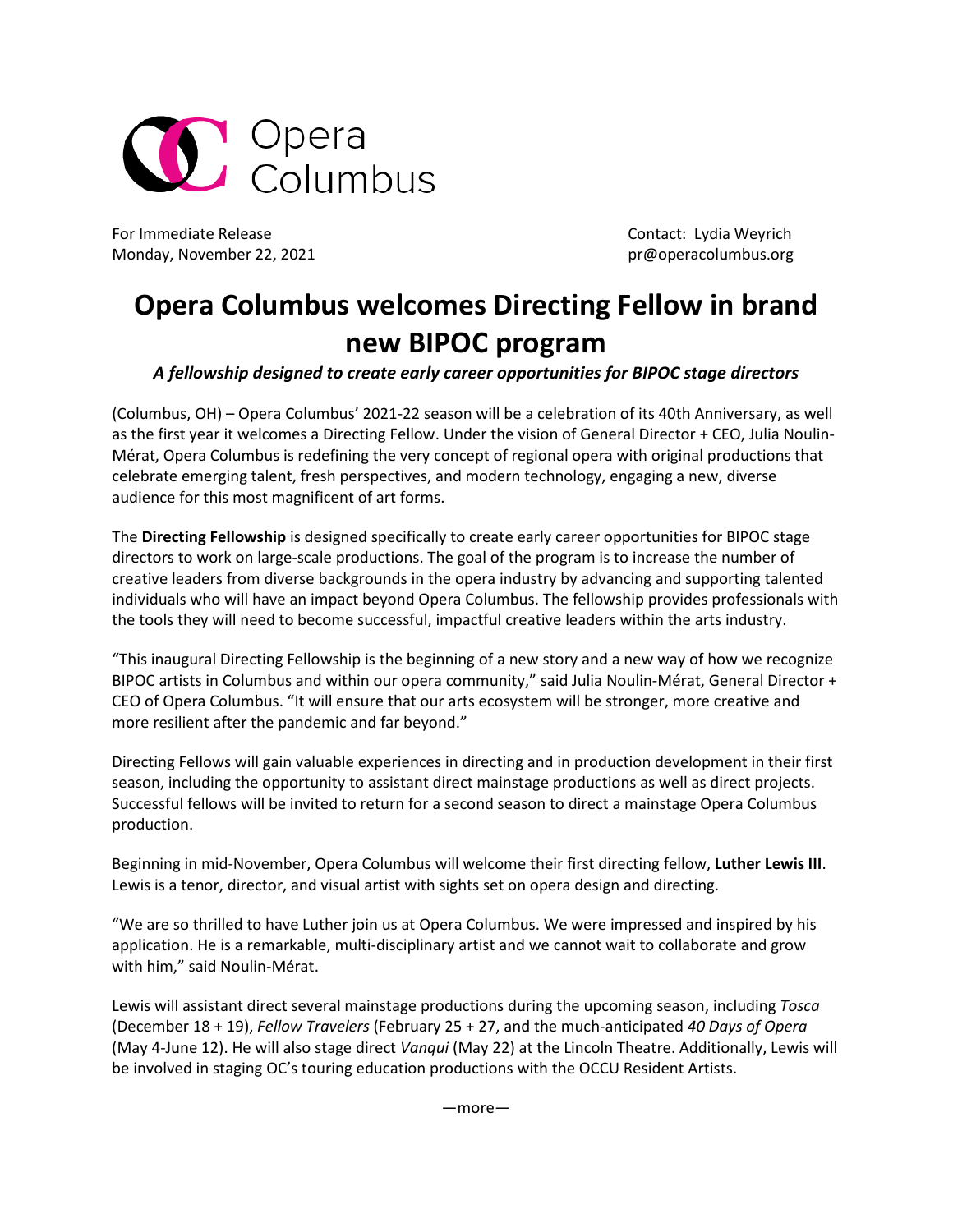Opera Columbus

For Immediate Release
Monday, November 22, 2021

Contact: Lydia Weyrich
pr@operacolumbus.org

# Opera Columbus welcomes Directing Fellow in brand new BIPOC program

***A fellowship designed to create early career opportunities for BIPOC stage directors***

(Columbus, OH) – Opera Columbus' 2021-22 season will be a celebration of its 40th Anniversary, as well as the first year it welcomes a Directing Fellow. Under the vision of General Director + CEO, Julia Noulin-Mérat, Opera Columbus is redefining the very concept of regional opera with original productions that celebrate emerging talent, fresh perspectives, and modern technology, engaging a new, diverse audience for this most magnificent of art forms.

The **Directing Fellowship** is designed specifically to create early career opportunities for BIPOC stage directors to work on large-scale productions. The goal of the program is to increase the number of creative leaders from diverse backgrounds in the opera industry by advancing and supporting talented individuals who will have an impact beyond Opera Columbus. The fellowship provides professionals with the tools they will need to become successful, impactful creative leaders within the arts industry.

"This inaugural Directing Fellowship is the beginning of a new story and a new way of how we recognize BIPOC artists in Columbus and within our opera community," said Julia Noulin-Mérat, General Director + CEO of Opera Columbus. "It will ensure that our arts ecosystem will be stronger, more creative and more resilient after the pandemic and far beyond."

Directing Fellows will gain valuable experiences in directing and in production development in their first season, including the opportunity to assistant direct mainstage productions as well as direct projects. Successful fellows will be invited to return for a second season to direct a mainstage Opera Columbus production.

Beginning in mid-November, Opera Columbus will welcome their first directing fellow, **Luther Lewis III**. Lewis is a tenor, director, and visual artist with sights set on opera design and directing.

"We are so thrilled to have Luther join us at Opera Columbus. We were impressed and inspired by his application. He is a remarkable, multi-disciplinary artist and we cannot wait to collaborate and grow with him," said Noulin-Mérat.

Lewis will assistant direct several mainstage productions during the upcoming season, including *Tosca* (December 18 + 19), *Fellow Travelers* (February 25 + 27, and the much-anticipated *40 Days of Opera* (May 4-June 12). He will also stage direct *Vanqui* (May 22) at the Lincoln Theatre. Additionally, Lewis will be involved in staging OC's touring education productions with the OCCU Resident Artists.

—more—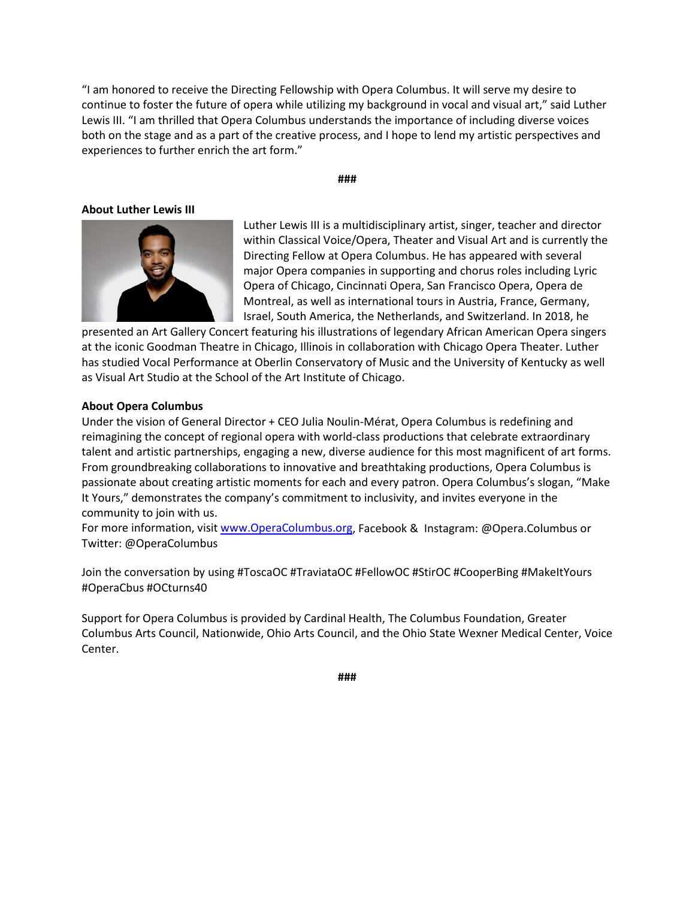"I am honored to receive the Directing Fellowship with Opera Columbus. It will serve my desire to continue to foster the future of opera while utilizing my background in vocal and visual art," said Luther Lewis III. "I am thrilled that Opera Columbus understands the importance of including diverse voices both on the stage and as a part of the creative process, and I hope to lend my artistic perspectives and experiences to further enrich the art form."

**###**

**About Luther Lewis III**

Luther Lewis III is a multidisciplinary artist, singer, teacher and director within Classical Voice/Opera, Theater and Visual Art and is currently the Directing Fellow at Opera Columbus. He has appeared with several major Opera companies in supporting and chorus roles including Lyric Opera of Chicago, Cincinnati Opera, San Francisco Opera, Opera de Montreal, as well as international tours in Austria, France, Germany, Israel, South America, the Netherlands, and Switzerland. In 2018, he presented an Art Gallery Concert featuring his illustrations of legendary African American Opera singers at the iconic Goodman Theatre in Chicago, Illinois in collaboration with Chicago Opera Theater. Luther has studied Vocal Performance at Oberlin Conservatory of Music and the University of Kentucky as well as Visual Art Studio at the School of the Art Institute of Chicago.

**About Opera Columbus**

Under the vision of General Director + CEO Julia Noulin-Mérat, Opera Columbus is redefining and reimagining the concept of regional opera with world-class productions that celebrate extraordinary talent and artistic partnerships, engaging a new, diverse audience for this most magnificent of art forms. From groundbreaking collaborations to innovative and breathtaking productions, Opera Columbus is passionate about creating artistic moments for each and every patron. Opera Columbus's slogan, "Make It Yours," demonstrates the company's commitment to inclusivity, and invites everyone in the community to join with us.
For more information, visit [www.OperaColumbus.org](http://www.OperaColumbus.org), Facebook & Instagram: @Opera.Columbus or Twitter: @OperaColumbus

Join the conversation by using #ToscaOC #TraviataOC #FellowOC #StirOC #CooperBing #MakeItYours #OperaCbus #OCturns40

Support for Opera Columbus is provided by Cardinal Health, The Columbus Foundation, Greater Columbus Arts Council, Nationwide, Ohio Arts Council, and the Ohio State Wexner Medical Center, Voice Center.

**###**